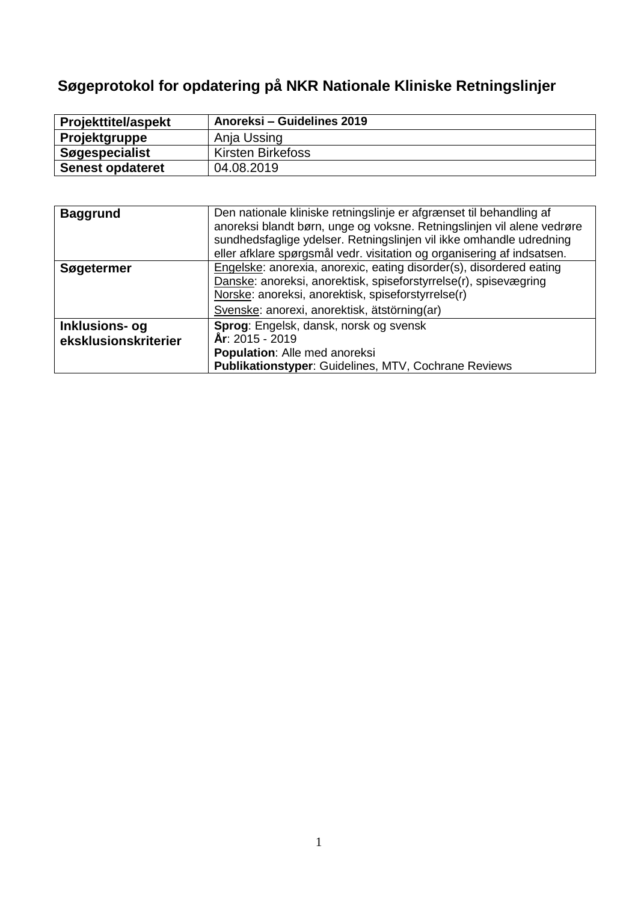# Søgeprotokol for opdatering på NKR Nationale Kliniske Retningslinjer

| **Projekttitel/aspekt** | **Anoreksi – Guidelines 2019** |
|---|---|
| **Projektgruppe** | Anja Ussing |
| **Søgespecialist** | Kirsten Birkefoss |
| **Senest opdateret** | 04.08.2019 |

| **Baggrund** | Den nationale kliniske retningslinje er afgrænset til behandling af anoreksi blandt børn, unge og voksne. Retningslinjen vil alene vedrøre sundhedsfaglige ydelser. Retningslinjen vil ikke omhandle udredning eller afklare spørgsmål vedr. visitation og organisering af indsatsen. |
|---|---|
| **Søgetermer** | Engelske: anorexia, anorexic, eating disorder(s), disordered eating<br>Danske: anoreksi, anorektisk, spiseforstyrrelse(r), spisevægring<br>Norske: anoreksi, anorektisk, spiseforstyrrelse(r)<br>Svenske: anorexi, anorektisk, ätstörning(ar) |
| **Inklusions- og eksklusionskriterier** | **Sprog**: Engelsk, dansk, norsk og svensk<br>**År**: 2015 - 2019<br>**Population**: Alle med anoreksi<br>**Publikationstyper**: Guidelines, MTV, Cochrane Reviews |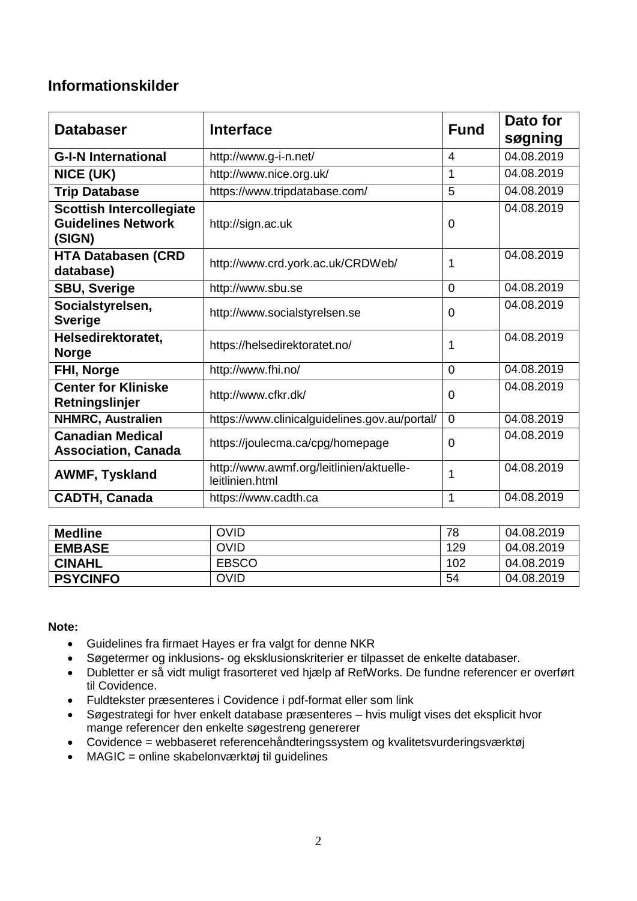## Informationskilder

| Databaser | Interface | Fund | Dato for søgning |
|---|---|---|---|
| **G-I-N International** | http://www.g-i-n.net/ | 4 | 04.08.2019 |
| **NICE (UK)** | http://www.nice.org.uk/ | 1 | 04.08.2019 |
| **Trip Database** | https://www.tripdatabase.com/ | 5 | 04.08.2019 |
| **Scottish Intercollegiate Guidelines Network (SIGN)** | http://sign.ac.uk | 0 | 04.08.2019 |
| **HTA Databasen (CRD database)** | http://www.crd.york.ac.uk/CRDWeb/ | 1 | 04.08.2019 |
| **SBU, Sverige** | http://www.sbu.se | 0 | 04.08.2019 |
| **Socialstyrelsen, Sverige** | http://www.socialstyrelsen.se | 0 | 04.08.2019 |
| **Helsedirektoratet, Norge** | https://helsedirektoratet.no/ | 1 | 04.08.2019 |
| **FHI, Norge** | http://www.fhi.no/ | 0 | 04.08.2019 |
| **Center for Kliniske Retningslinjer** | http://www.cfkr.dk/ | 0 | 04.08.2019 |
| **NHMRC, Australien** | https://www.clinicalguidelines.gov.au/portal/ | 0 | 04.08.2019 |
| **Canadian Medical Association, Canada** | https://joulecma.ca/cpg/homepage | 0 | 04.08.2019 |
| **AWMF, Tyskland** | http://www.awmf.org/leitlinien/aktuelle-leitlinien.html | 1 | 04.08.2019 |
| **CADTH, Canada** | https://www.cadth.ca | 1 | 04.08.2019 |

| | | | |
|---|---|---|---|
| **Medline** | OVID | 78 | 04.08.2019 |
| **EMBASE** | OVID | 129 | 04.08.2019 |
| **CINAHL** | EBSCO | 102 | 04.08.2019 |
| **PSYCINFO** | OVID | 54 | 04.08.2019 |

**Note:**

- Guidelines fra firmaet Hayes er fra valgt for denne NKR
- Søgetermer og inklusions- og eksklusionskriterier er tilpasset de enkelte databaser.
- Dubletter er så vidt muligt frasorteret ved hjælp af RefWorks. De fundne referencer er overført til Covidence.
- Fuldtekster præsenteres i Covidence i pdf-format eller som link
- Søgestrategi for hver enkelt database præsenteres – hvis muligt vises det eksplicit hvor mange referencer den enkelte søgestreng genererer
- Covidence = webbaseret referencehåndteringssystem og kvalitetsvurderingsværktøj
- MAGIC = online skabelonværktøj til guidelines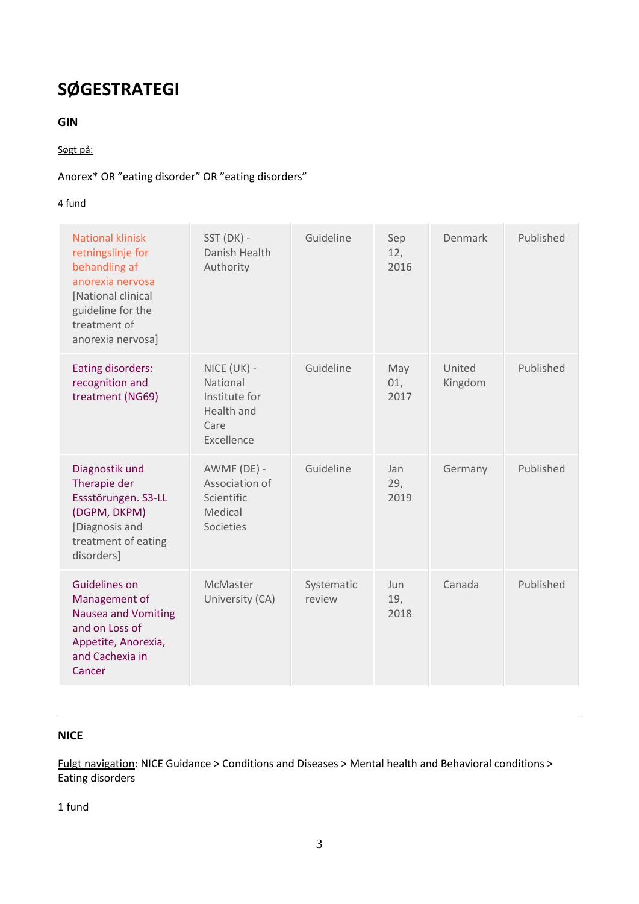# SØGESTRATEGI

### GIN

Søgt på:

Anorex* OR ”eating disorder” OR ”eating disorders”

4 fund

| National klinisk retningslinje for behandling af anorexia nervosa [National clinical guideline for the treatment of anorexia nervosa] | SST (DK) - Danish Health Authority | Guideline | Sep 12, 2016 | Denmark | Published |
|---|---|---|---|---|---|
| Eating disorders: recognition and treatment (NG69) | NICE (UK) - National Institute for Health and Care Excellence | Guideline | May 01, 2017 | United Kingdom | Published |
| Diagnostik und Therapie der Essstörungen. S3-LL (DGPM, DKPM) [Diagnosis and treatment of eating disorders] | AWMF (DE) - Association of Scientific Medical Societies | Guideline | Jan 29, 2019 | Germany | Published |
| Guidelines on Management of Nausea and Vomiting and on Loss of Appetite, Anorexia, and Cachexia in Cancer | McMaster University (CA) | Systematic review | Jun 19, 2018 | Canada | Published |

---

### NICE

Fulgt navigation: NICE Guidance > Conditions and Diseases > Mental health and Behavioral conditions > Eating disorders

1 fund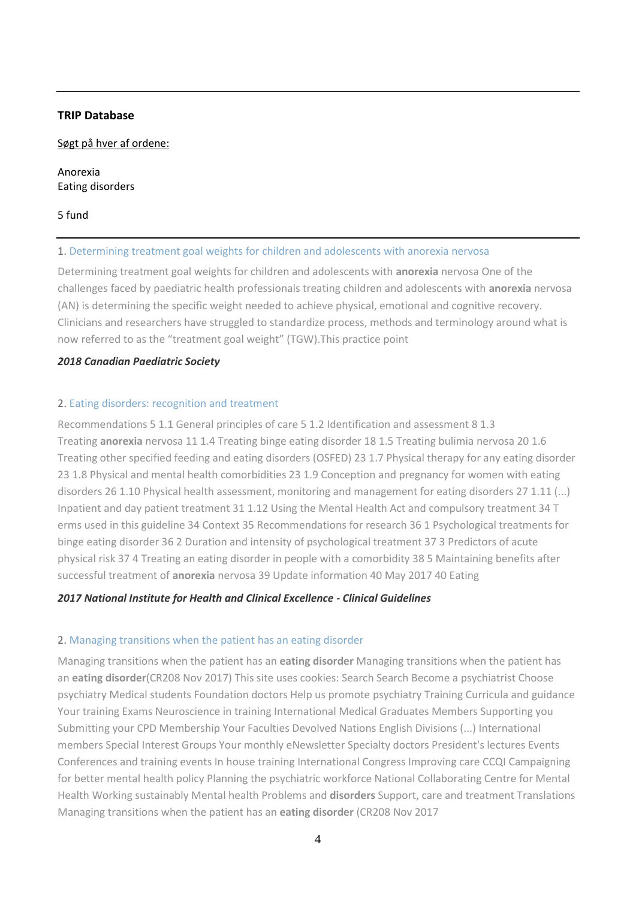---

**TRIP Database**

Søgt på hver af ordene:

Anorexia
Eating disorders

5 fund

---

1. Determining treatment goal weights for children and adolescents with anorexia nervosa

Determining treatment goal weights for children and adolescents with **anorexia** nervosa One of the challenges faced by paediatric health professionals treating children and adolescents with **anorexia** nervosa (AN) is determining the specific weight needed to achieve physical, emotional and cognitive recovery. Clinicians and researchers have struggled to standardize process, methods and terminology around what is now referred to as the "treatment goal weight" (TGW).This practice point

***2018 Canadian Paediatric Society***

2. Eating disorders: recognition and treatment

Recommendations 5 1.1 General principles of care 5 1.2 Identification and assessment 8 1.3 Treating **anorexia** nervosa 11 1.4 Treating binge eating disorder 18 1.5 Treating bulimia nervosa 20 1.6 Treating other specified feeding and eating disorders (OSFED) 23 1.7 Physical therapy for any eating disorder 23 1.8 Physical and mental health comorbidities 23 1.9 Conception and pregnancy for women with eating disorders 26 1.10 Physical health assessment, monitoring and management for eating disorders 27 1.11 (...) Inpatient and day patient treatment 31 1.12 Using the Mental Health Act and compulsory treatment 34 T erms used in this guideline 34 Context 35 Recommendations for research 36 1 Psychological treatments for binge eating disorder 36 2 Duration and intensity of psychological treatment 37 3 Predictors of acute physical risk 37 4 Treating an eating disorder in people with a comorbidity 38 5 Maintaining benefits after successful treatment of **anorexia** nervosa 39 Update information 40 May 2017 40 Eating

***2017 National Institute for Health and Clinical Excellence - Clinical Guidelines***

2. Managing transitions when the patient has an eating disorder

Managing transitions when the patient has an **eating disorder** Managing transitions when the patient has an **eating disorder**(CR208 Nov 2017) This site uses cookies: Search Search Become a psychiatrist Choose psychiatry Medical students Foundation doctors Help us promote psychiatry Training Curricula and guidance Your training Exams Neuroscience in training International Medical Graduates Members Supporting you Submitting your CPD Membership Your Faculties Devolved Nations English Divisions (...) International members Special Interest Groups Your monthly eNewsletter Specialty doctors President's lectures Events Conferences and training events In house training International Congress Improving care CCQI Campaigning for better mental health policy Planning the psychiatric workforce National Collaborating Centre for Mental Health Working sustainably Mental health Problems and **disorders** Support, care and treatment Translations Managing transitions when the patient has an **eating disorder** (CR208 Nov 2017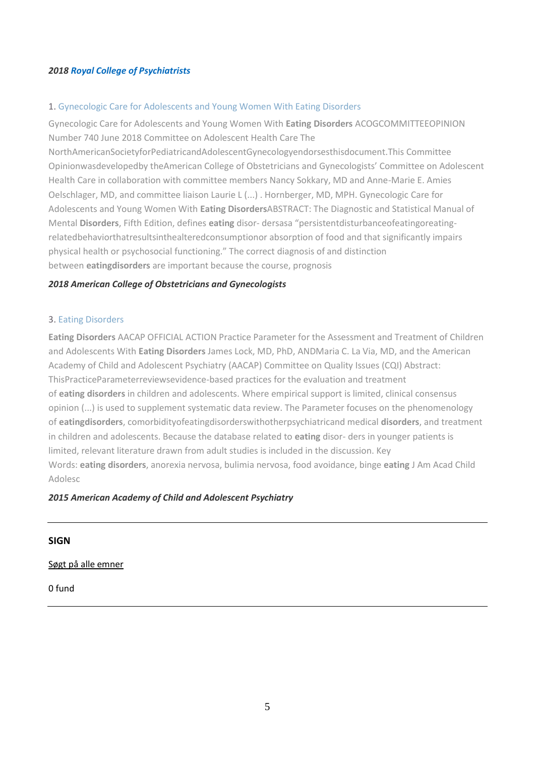***2018 Royal College of Psychiatrists***

1. Gynecologic Care for Adolescents and Young Women With Eating Disorders

Gynecologic Care for Adolescents and Young Women With **Eating Disorders** ACOGCOMMITTEEOPINION Number 740 June 2018 Committee on Adolescent Health Care The NorthAmericanSocietyforPediatricandAdolescentGynecologyendorsesthisdocument.This Committee Opinionwasdevelopedby theAmerican College of Obstetricians and Gynecologists' Committee on Adolescent Health Care in collaboration with committee members Nancy Sokkary, MD and Anne-Marie E. Amies Oelschlager, MD, and committee liaison Laurie L (...) . Hornberger, MD, MPH. Gynecologic Care for Adolescents and Young Women With **Eating Disorders**ABSTRACT: The Diagnostic and Statistical Manual of Mental **Disorders**, Fifth Edition, defines **eating** disor- dersasa "persistentdisturbanceofeatingoreating-relatedbehaviorthatresultsinthealteredconsumptionor absorption of food and that significantly impairs physical health or psychosocial functioning." The correct diagnosis of and distinction between **eatingdisorders** are important because the course, prognosis

***2018 American College of Obstetricians and Gynecologists***

3. Eating Disorders

**Eating Disorders** AACAP OFFICIAL ACTION Practice Parameter for the Assessment and Treatment of Children and Adolescents With **Eating Disorders** James Lock, MD, PhD, ANDMaria C. La Via, MD, and the American Academy of Child and Adolescent Psychiatry (AACAP) Committee on Quality Issues (CQI) Abstract: ThisPracticeParameterreviewsevidence-based practices for the evaluation and treatment of **eating disorders** in children and adolescents. Where empirical support is limited, clinical consensus opinion (...) is used to supplement systematic data review. The Parameter focuses on the phenomenology of **eatingdisorders**, comorbidityofeatingdisorderswithotherpsychiatricand medical **disorders**, and treatment in children and adolescents. Because the database related to **eating** disor- ders in younger patients is limited, relevant literature drawn from adult studies is included in the discussion. Key Words: **eating disorders**, anorexia nervosa, bulimia nervosa, food avoidance, binge **eating** J Am Acad Child Adolesc

***2015 American Academy of Child and Adolescent Psychiatry***

---

**SIGN**

Søgt på alle emner

0 fund

---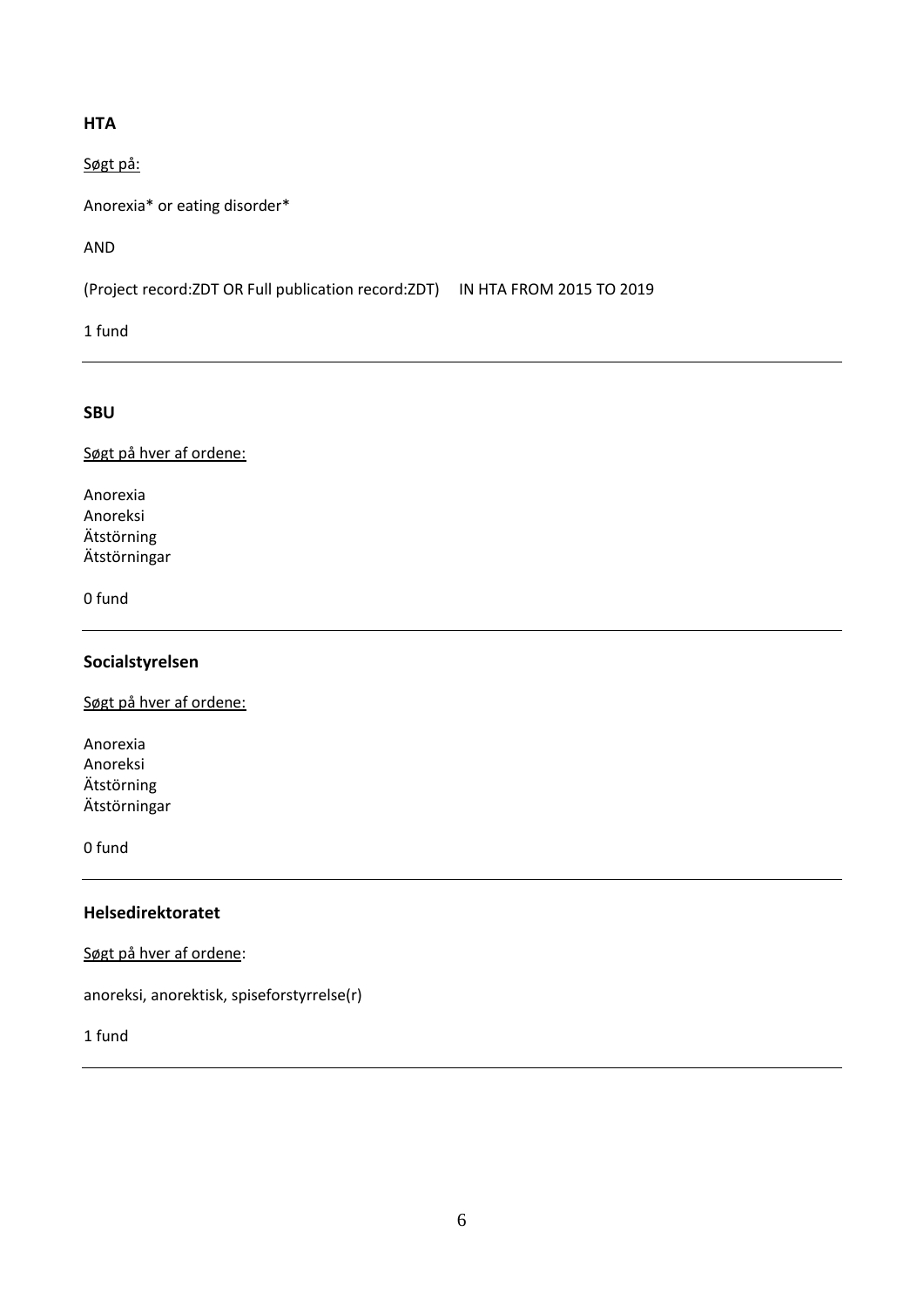**HTA**

Søgt på:

Anorexia* or eating disorder*

AND

(Project record:ZDT OR Full publication record:ZDT)     IN HTA FROM 2015 TO 2019

1 fund

---

**SBU**

Søgt på hver af ordene:

Anorexia
Anoreksi
Ätstörning
Ätstörningar

0 fund

---

**Socialstyrelsen**

Søgt på hver af ordene:

Anorexia
Anoreksi
Ätstörning
Ätstörningar

0 fund

---

**Helsedirektoratet**

Søgt på hver af ordene:

anoreksi, anorektisk, spiseforstyrrelse(r)

1 fund

---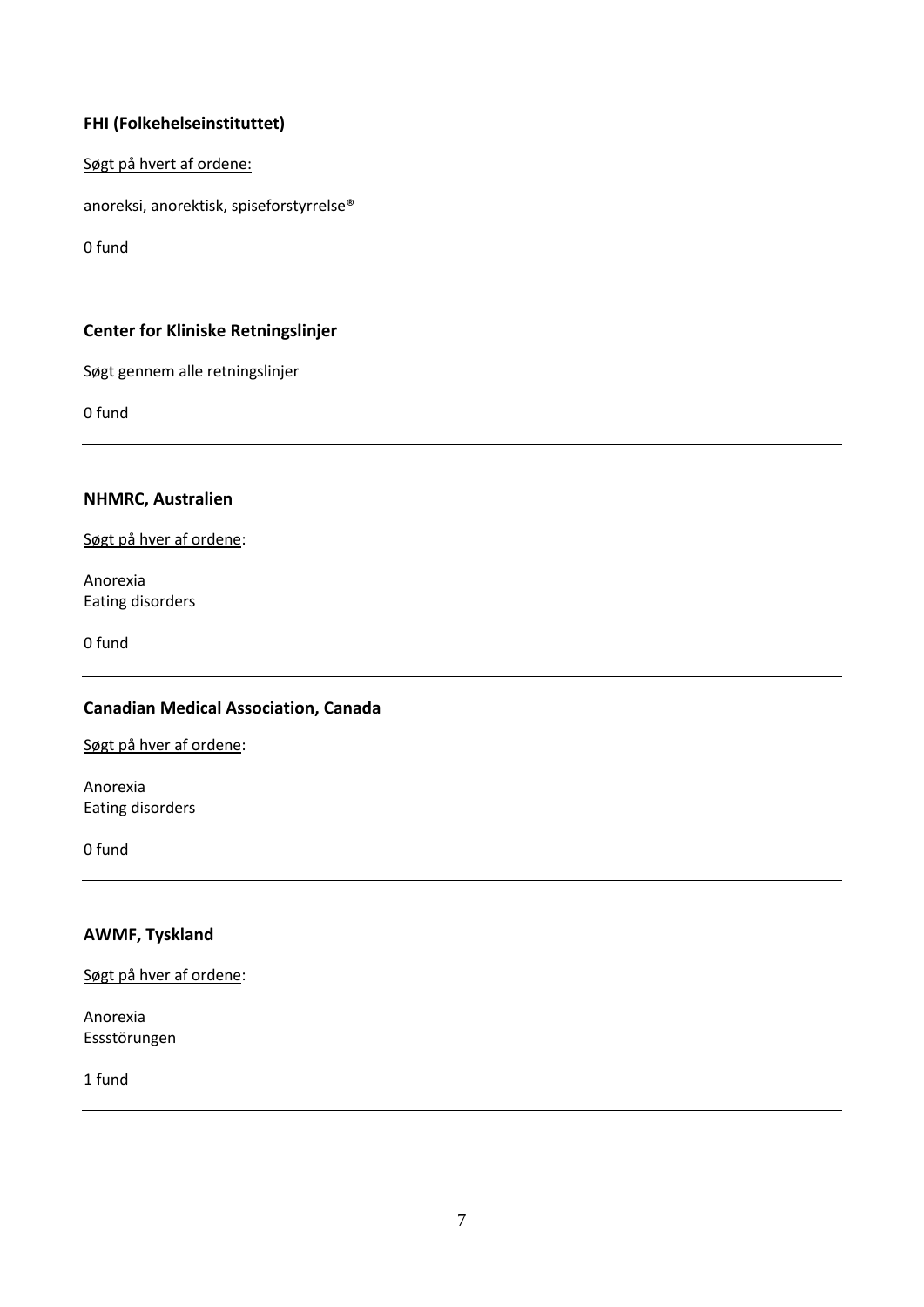**FHI (Folkehelseinstituttet)**

Søgt på hvert af ordene:

anoreksi, anorektisk, spiseforstyrrelse®

0 fund

---

**Center for Kliniske Retningslinjer**

Søgt gennem alle retningslinjer

0 fund

---

**NHMRC, Australien**

Søgt på hver af ordene:

Anorexia
Eating disorders

0 fund

---

**Canadian Medical Association, Canada**

Søgt på hver af ordene:

Anorexia
Eating disorders

0 fund

---

**AWMF, Tyskland**

Søgt på hver af ordene:

Anorexia
Essstörungen

1 fund

---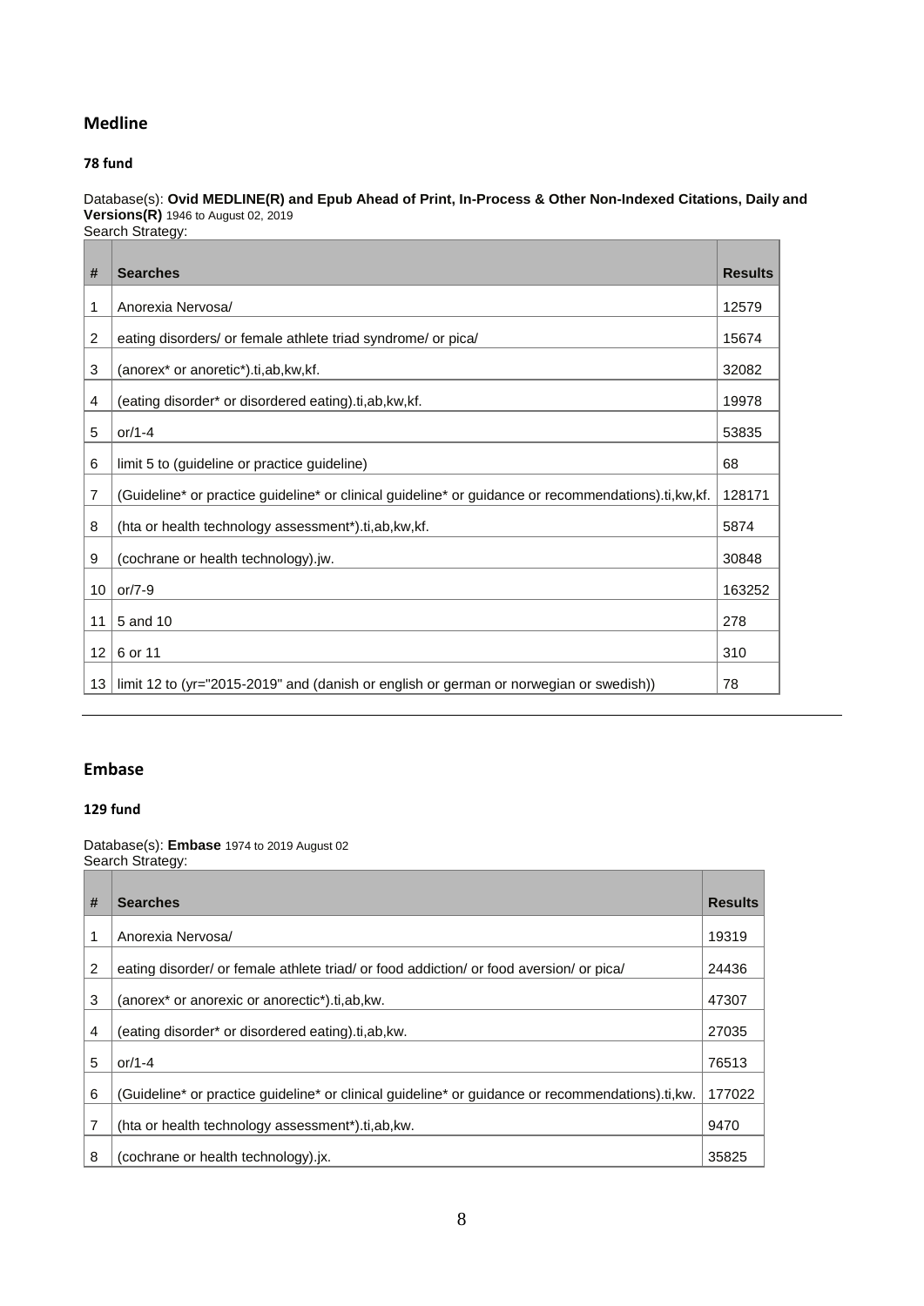## Medline

**78 fund**

Database(s): **Ovid MEDLINE(R) and Epub Ahead of Print, In-Process & Other Non-Indexed Citations, Daily and Versions(R)** 1946 to August 02, 2019
Search Strategy:

| # | Searches | Results |
|---|---|---|
| 1 | Anorexia Nervosa/ | 12579 |
| 2 | eating disorders/ or female athlete triad syndrome/ or pica/ | 15674 |
| 3 | (anorex* or anoretic*).ti,ab,kw,kf. | 32082 |
| 4 | (eating disorder* or disordered eating).ti,ab,kw,kf. | 19978 |
| 5 | or/1-4 | 53835 |
| 6 | limit 5 to (guideline or practice guideline) | 68 |
| 7 | (Guideline* or practice guideline* or clinical guideline* or guidance or recommendations).ti,kw,kf. | 128171 |
| 8 | (hta or health technology assessment*).ti,ab,kw,kf. | 5874 |
| 9 | (cochrane or health technology).jw. | 30848 |
| 10 | or/7-9 | 163252 |
| 11 | 5 and 10 | 278 |
| 12 | 6 or 11 | 310 |
| 13 | limit 12 to (yr="2015-2019" and (danish or english or german or norwegian or swedish)) | 78 |

---

## Embase

**129 fund**

Database(s): **Embase** 1974 to 2019 August 02
Search Strategy:

| # | Searches | Results |
|---|---|---|
| 1 | Anorexia Nervosa/ | 19319 |
| 2 | eating disorder/ or female athlete triad/ or food addiction/ or food aversion/ or pica/ | 24436 |
| 3 | (anorex* or anorexic or anorectic*).ti,ab,kw. | 47307 |
| 4 | (eating disorder* or disordered eating).ti,ab,kw. | 27035 |
| 5 | or/1-4 | 76513 |
| 6 | (Guideline* or practice guideline* or clinical guideline* or guidance or recommendations).ti,kw. | 177022 |
| 7 | (hta or health technology assessment*).ti,ab,kw. | 9470 |
| 8 | (cochrane or health technology).jx. | 35825 |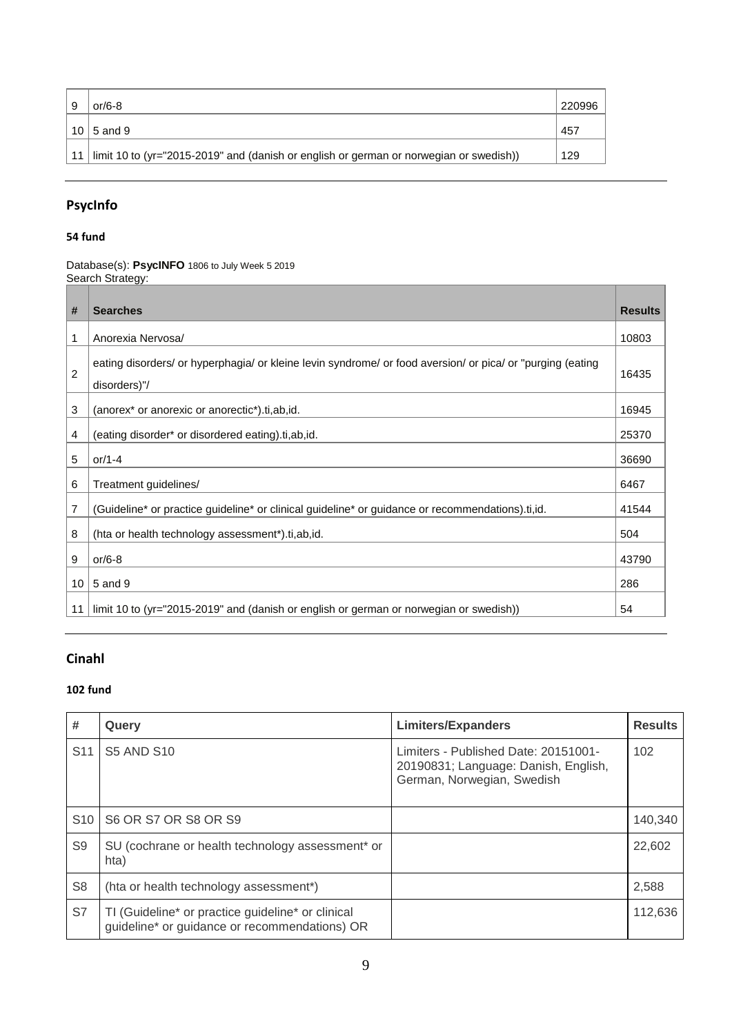| 9 | or/6-8 | 220996 |
|---|---|---|
| 10 | 5 and 9 | 457 |
| 11 | limit 10 to (yr="2015-2019" and (danish or english or german or norwegian or swedish)) | 129 |

---

## PsycInfo

**54 fund**

Database(s): **PsycINFO** 1806 to July Week 5 2019
Search Strategy:

| # | Searches | Results |
|---|---|---|
| 1 | Anorexia Nervosa/ | 10803 |
| 2 | eating disorders/ or hyperphagia/ or kleine levin syndrome/ or food aversion/ or pica/ or "purging (eating disorders)"/ | 16435 |
| 3 | (anorex* or anorexic or anorectic*).ti,ab,id. | 16945 |
| 4 | (eating disorder* or disordered eating).ti,ab,id. | 25370 |
| 5 | or/1-4 | 36690 |
| 6 | Treatment guidelines/ | 6467 |
| 7 | (Guideline* or practice guideline* or clinical guideline* or guidance or recommendations).ti,id. | 41544 |
| 8 | (hta or health technology assessment*).ti,ab,id. | 504 |
| 9 | or/6-8 | 43790 |
| 10 | 5 and 9 | 286 |
| 11 | limit 10 to (yr="2015-2019" and (danish or english or german or norwegian or swedish)) | 54 |

---

## Cinahl

**102 fund**

| # | Query | Limiters/Expanders | Results |
|---|---|---|---|
| S11 | S5 AND S10 | Limiters - Published Date: 20151001-20190831; Language: Danish, English, German, Norwegian, Swedish | 102 |
| S10 | S6 OR S7 OR S8 OR S9 | | 140,340 |
| S9 | SU (cochrane or health technology assessment* or hta) | | 22,602 |
| S8 | (hta or health technology assessment*) | | 2,588 |
| S7 | TI (Guideline* or practice guideline* or clinical guideline* or guidance or recommendations) OR | | 112,636 |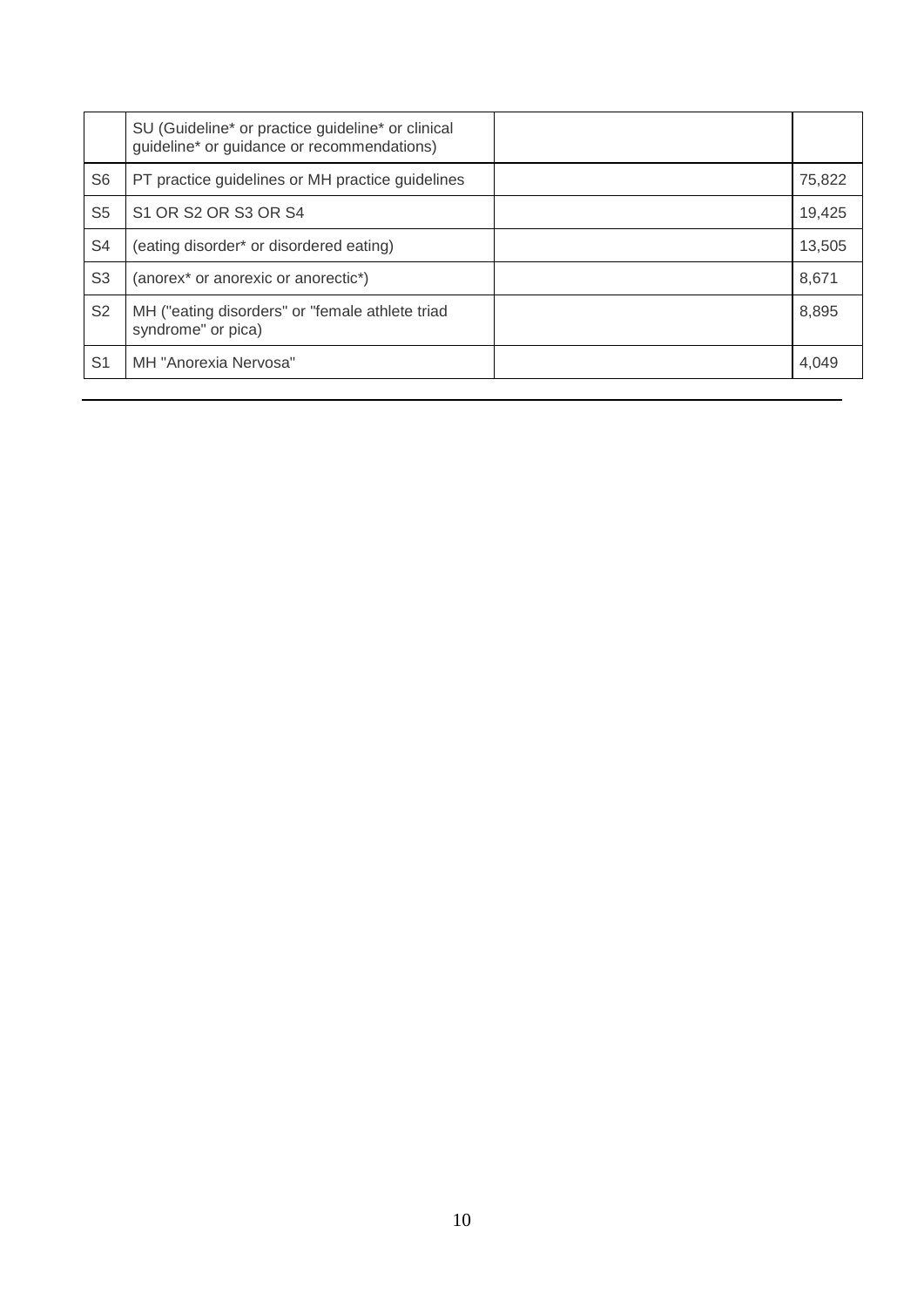| | | | |
|---|---|---|---|
| | SU (Guideline* or practice guideline* or clinical guideline* or guidance or recommendations) | | |
| S6 | PT practice guidelines or MH practice guidelines | | 75,822 |
| S5 | S1 OR S2 OR S3 OR S4 | | 19,425 |
| S4 | (eating disorder* or disordered eating) | | 13,505 |
| S3 | (anorex* or anorexic or anorectic*) | | 8,671 |
| S2 | MH ("eating disorders" or "female athlete triad syndrome" or pica) | | 8,895 |
| S1 | MH "Anorexia Nervosa" | | 4,049 |